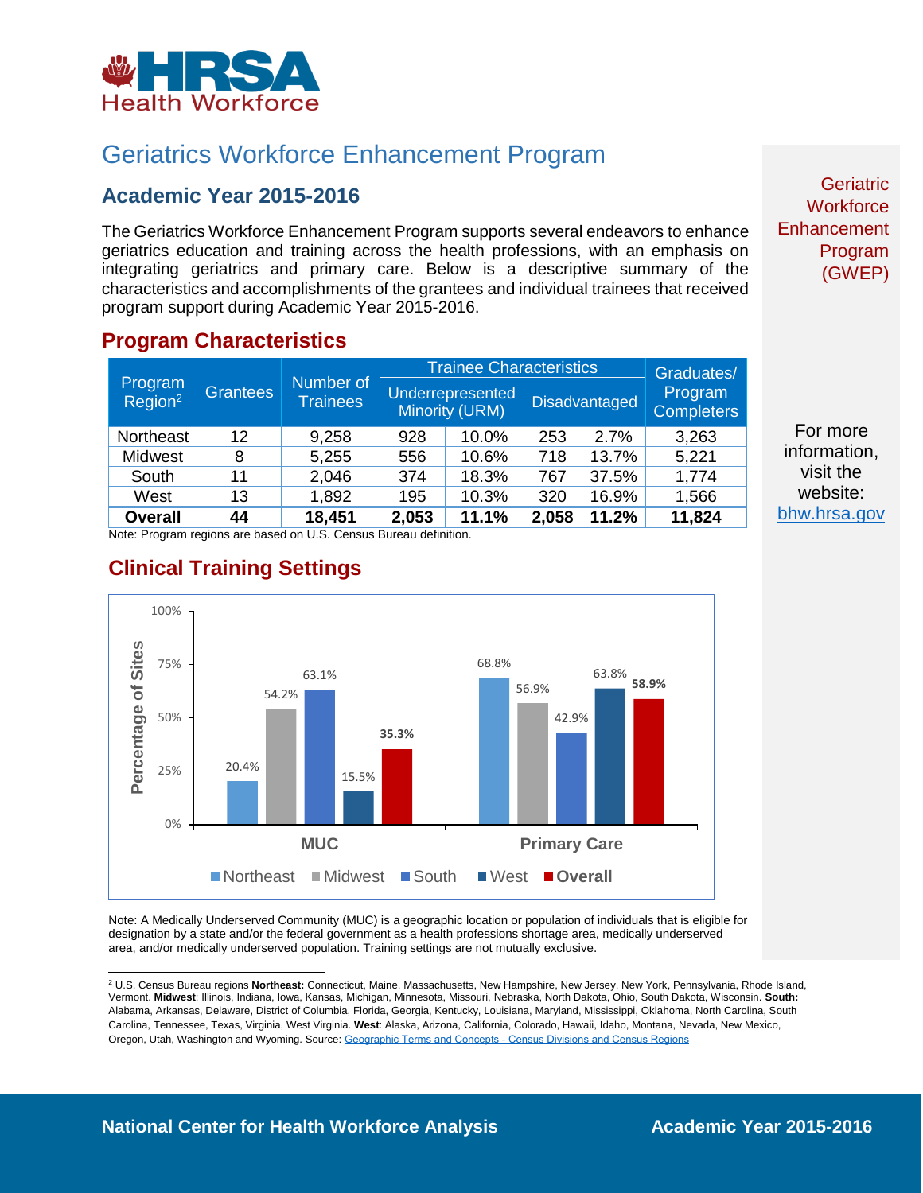HRSA Health Workforce

# Geriatrics Workforce Enhancement Program

## Academic Year 2015-2016

The Geriatrics Workforce Enhancement Program supports several endeavors to enhance geriatrics education and training across the health professions, with an emphasis on integrating geriatrics and primary care. Below is a descriptive summary of the characteristics and accomplishments of the grantees and individual trainees that received program support during Academic Year 2015-2016.

Geriatric Workforce Enhancement Program (GWEP)

## Program Characteristics

| Program Region[2] | Grantees | Number of Trainees | Trainee Characteristics | | | | Graduates/ Program Completers |
|---|---|---|---|---|---|---|---|
| | | | Underrepresented Minority (URM) | | Disadvantaged | | |
| Northeast | 12 | 9,258 | 928 | 10.0% | 253 | 2.7% | 3,263 |
| Midwest | 8 | 5,255 | 556 | 10.6% | 718 | 13.7% | 5,221 |
| South | 11 | 2,046 | 374 | 18.3% | 767 | 37.5% | 1,774 |
| West | 13 | 1,892 | 195 | 10.3% | 320 | 16.9% | 1,566 |
| **Overall** | **44** | **18,451** | **2,053** | **11.1%** | **2,058** | **11.2%** | **11,824** |

Note: Program regions are based on U.S. Census Bureau definition.

For more information, visit the website: bhw.hrsa.gov

## Clinical Training Settings

| Percentage of Sites | Northeast | Midwest | South | West | Overall |
|---|---|---|---|---|---|
| MUC | 20.4% | 54.2% | 63.1% | 15.5% | 35.3% |
| Primary Care | 68.8% | 56.9% | 42.9% | 63.8% | 58.9% |

Note: A Medically Underserved Community (MUC) is a geographic location or population of individuals that is eligible for designation by a state and/or the federal government as a health professions shortage area, medically underserved area, and/or medically underserved population. Training settings are not mutually exclusive.

[2] U.S. Census Bureau regions **Northeast:** Connecticut, Maine, Massachusetts, New Hampshire, New Jersey, New York, Pennsylvania, Rhode Island, Vermont. **Midwest**: Illinois, Indiana, Iowa, Kansas, Michigan, Minnesota, Missouri, Nebraska, North Dakota, Ohio, South Dakota, Wisconsin. **South:** Alabama, Arkansas, Delaware, District of Columbia, Florida, Georgia, Kentucky, Louisiana, Maryland, Mississippi, Oklahoma, North Carolina, South Carolina, Tennessee, Texas, Virginia, West Virginia. **West**: Alaska, Arizona, California, Colorado, Hawaii, Idaho, Montana, Nevada, New Mexico, Oregon, Utah, Washington and Wyoming. Source: Geographic Terms and Concepts - Census Divisions and Census Regions

**National Center for Health Workforce Analysis** — **Academic Year 2015-2016**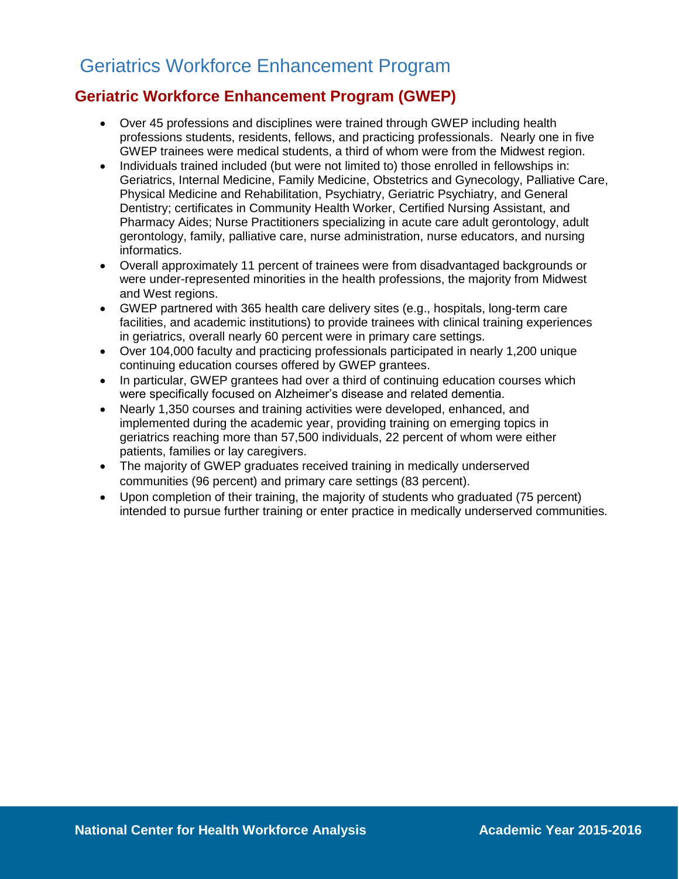# Geriatrics Workforce Enhancement Program

## Geriatric Workforce Enhancement Program (GWEP)

- Over 45 professions and disciplines were trained through GWEP including health professions students, residents, fellows, and practicing professionals. Nearly one in five GWEP trainees were medical students, a third of whom were from the Midwest region.
- Individuals trained included (but were not limited to) those enrolled in fellowships in: Geriatrics, Internal Medicine, Family Medicine, Obstetrics and Gynecology, Palliative Care, Physical Medicine and Rehabilitation, Psychiatry, Geriatric Psychiatry, and General Dentistry; certificates in Community Health Worker, Certified Nursing Assistant, and Pharmacy Aides; Nurse Practitioners specializing in acute care adult gerontology, adult gerontology, family, palliative care, nurse administration, nurse educators, and nursing informatics.
- Overall approximately 11 percent of trainees were from disadvantaged backgrounds or were under-represented minorities in the health professions, the majority from Midwest and West regions.
- GWEP partnered with 365 health care delivery sites (e.g., hospitals, long-term care facilities, and academic institutions) to provide trainees with clinical training experiences in geriatrics, overall nearly 60 percent were in primary care settings.
- Over 104,000 faculty and practicing professionals participated in nearly 1,200 unique continuing education courses offered by GWEP grantees.
- In particular, GWEP grantees had over a third of continuing education courses which were specifically focused on Alzheimer's disease and related dementia.
- Nearly 1,350 courses and training activities were developed, enhanced, and implemented during the academic year, providing training on emerging topics in geriatrics reaching more than 57,500 individuals, 22 percent of whom were either patients, families or lay caregivers.
- The majority of GWEP graduates received training in medically underserved communities (96 percent) and primary care settings (83 percent).
- Upon completion of their training, the majority of students who graduated (75 percent) intended to pursue further training or enter practice in medically underserved communities.